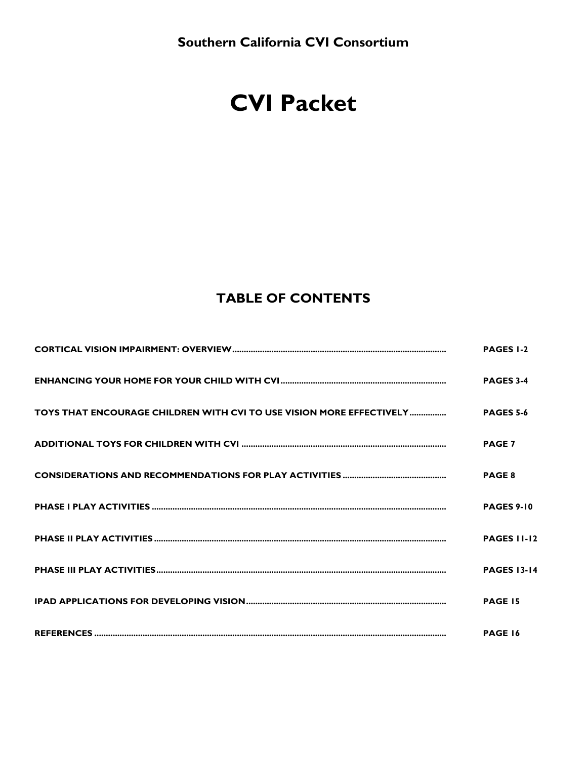Southern California CVI Consortium

# CVI Packet

## TABLE OF CONTENTS

| | |
|---|---|
| CORTICAL VISION IMPAIRMENT: OVERVIEW | PAGES 1-2 |
| ENHANCING YOUR HOME FOR YOUR CHILD WITH CVI | PAGES 3-4 |
| TOYS THAT ENCOURAGE CHILDREN WITH CVI TO USE VISION MORE EFFECTIVELY | PAGES 5-6 |
| ADDITIONAL TOYS FOR CHILDREN WITH CVI | PAGE 7 |
| CONSIDERATIONS AND RECOMMENDATIONS FOR PLAY ACTIVITIES | PAGE 8 |
| PHASE I PLAY ACTIVITIES | PAGES 9-10 |
| PHASE II PLAY ACTIVITIES | PAGES 11-12 |
| PHASE III PLAY ACTIVITIES | PAGES 13-14 |
| IPAD APPLICATIONS FOR DEVELOPING VISION | PAGE 15 |
| REFERENCES | PAGE 16 |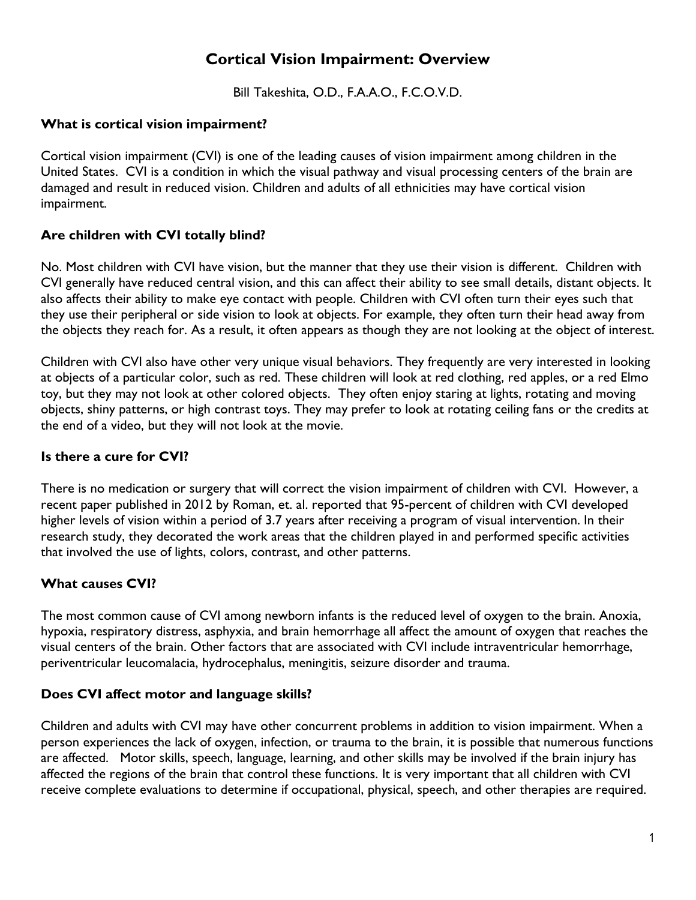# Cortical Vision Impairment: Overview

Bill Takeshita, O.D., F.A.A.O., F.C.O.V.D.

### What is cortical vision impairment?

Cortical vision impairment (CVI) is one of the leading causes of vision impairment among children in the United States. CVI is a condition in which the visual pathway and visual processing centers of the brain are damaged and result in reduced vision. Children and adults of all ethnicities may have cortical vision impairment.

### Are children with CVI totally blind?

No. Most children with CVI have vision, but the manner that they use their vision is different. Children with CVI generally have reduced central vision, and this can affect their ability to see small details, distant objects. It also affects their ability to make eye contact with people. Children with CVI often turn their eyes such that they use their peripheral or side vision to look at objects. For example, they often turn their head away from the objects they reach for. As a result, it often appears as though they are not looking at the object of interest.

Children with CVI also have other very unique visual behaviors. They frequently are very interested in looking at objects of a particular color, such as red. These children will look at red clothing, red apples, or a red Elmo toy, but they may not look at other colored objects. They often enjoy staring at lights, rotating and moving objects, shiny patterns, or high contrast toys. They may prefer to look at rotating ceiling fans or the credits at the end of a video, but they will not look at the movie.

### Is there a cure for CVI?

There is no medication or surgery that will correct the vision impairment of children with CVI. However, a recent paper published in 2012 by Roman, et. al. reported that 95-percent of children with CVI developed higher levels of vision within a period of 3.7 years after receiving a program of visual intervention. In their research study, they decorated the work areas that the children played in and performed specific activities that involved the use of lights, colors, contrast, and other patterns.

### What causes CVI?

The most common cause of CVI among newborn infants is the reduced level of oxygen to the brain. Anoxia, hypoxia, respiratory distress, asphyxia, and brain hemorrhage all affect the amount of oxygen that reaches the visual centers of the brain. Other factors that are associated with CVI include intraventricular hemorrhage, periventricular leucomalacia, hydrocephalus, meningitis, seizure disorder and trauma.

### Does CVI affect motor and language skills?

Children and adults with CVI may have other concurrent problems in addition to vision impairment. When a person experiences the lack of oxygen, infection, or trauma to the brain, it is possible that numerous functions are affected. Motor skills, speech, language, learning, and other skills may be involved if the brain injury has affected the regions of the brain that control these functions. It is very important that all children with CVI receive complete evaluations to determine if occupational, physical, speech, and other therapies are required.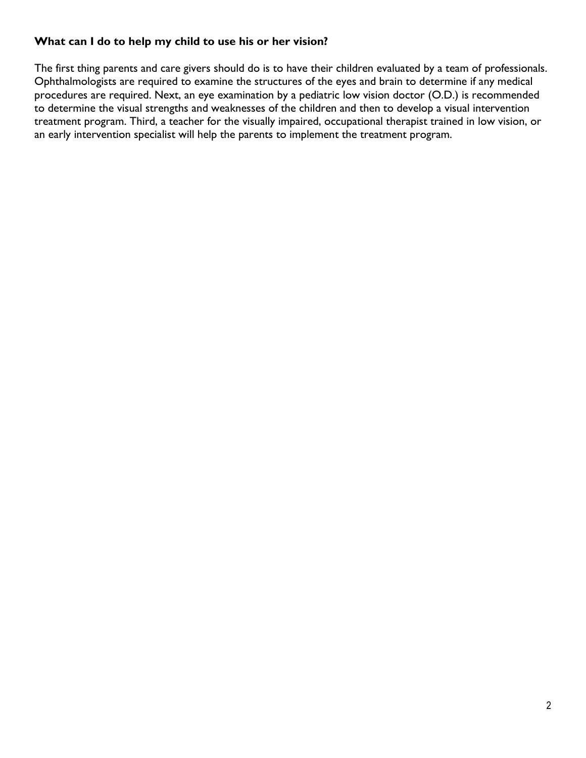**What can I do to help my child to use his or her vision?**

The first thing parents and care givers should do is to have their children evaluated by a team of professionals. Ophthalmologists are required to examine the structures of the eyes and brain to determine if any medical procedures are required. Next, an eye examination by a pediatric low vision doctor (O.D.) is recommended to determine the visual strengths and weaknesses of the children and then to develop a visual intervention treatment program. Third, a teacher for the visually impaired, occupational therapist trained in low vision, or an early intervention specialist will help the parents to implement the treatment program.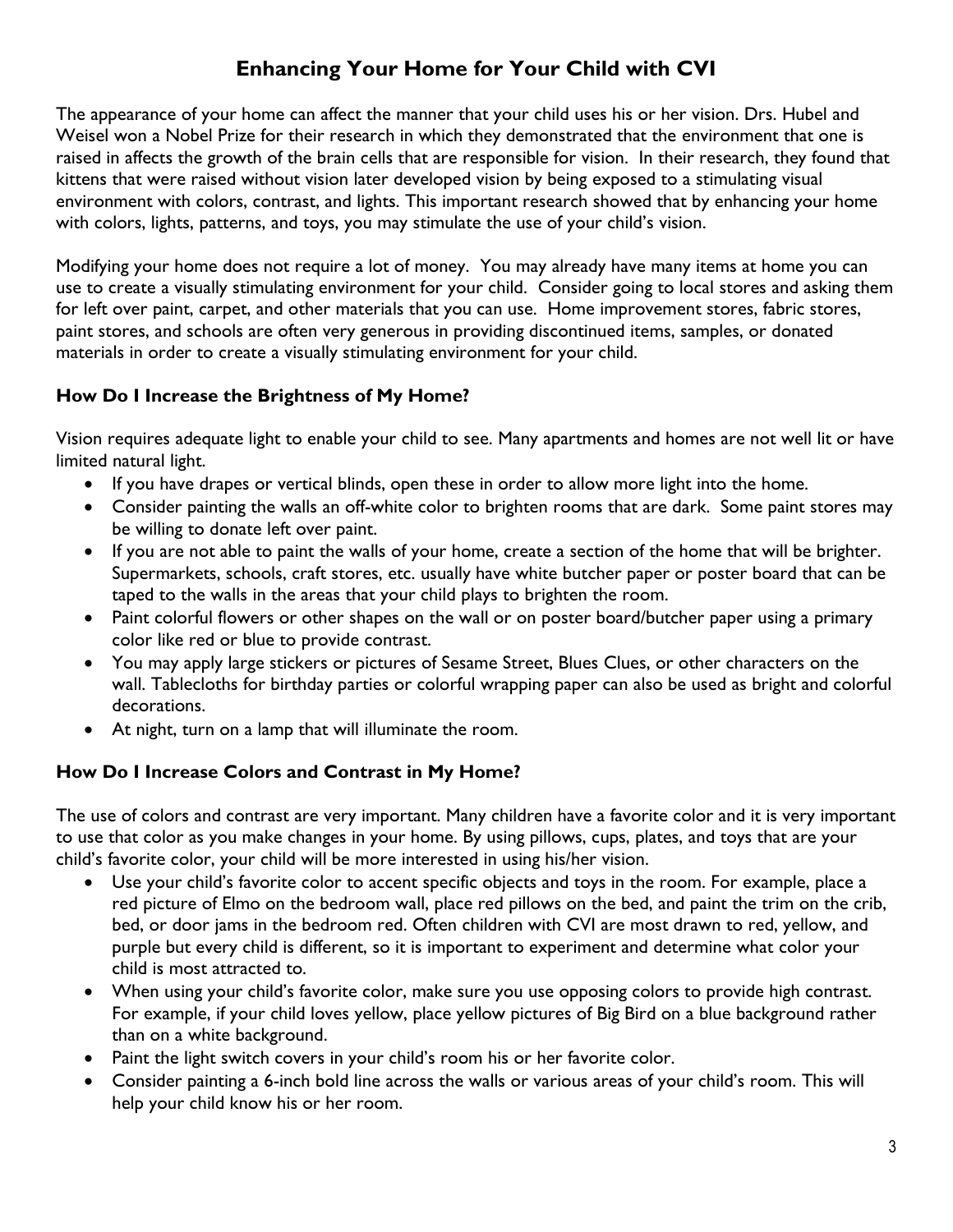# Enhancing Your Home for Your Child with CVI

The appearance of your home can affect the manner that your child uses his or her vision. Drs. Hubel and Weisel won a Nobel Prize for their research in which they demonstrated that the environment that one is raised in affects the growth of the brain cells that are responsible for vision. In their research, they found that kittens that were raised without vision later developed vision by being exposed to a stimulating visual environment with colors, contrast, and lights. This important research showed that by enhancing your home with colors, lights, patterns, and toys, you may stimulate the use of your child's vision.

Modifying your home does not require a lot of money. You may already have many items at home you can use to create a visually stimulating environment for your child. Consider going to local stores and asking them for left over paint, carpet, and other materials that you can use. Home improvement stores, fabric stores, paint stores, and schools are often very generous in providing discontinued items, samples, or donated materials in order to create a visually stimulating environment for your child.

### How Do I Increase the Brightness of My Home?

Vision requires adequate light to enable your child to see. Many apartments and homes are not well lit or have limited natural light.

- If you have drapes or vertical blinds, open these in order to allow more light into the home.
- Consider painting the walls an off-white color to brighten rooms that are dark. Some paint stores may be willing to donate left over paint.
- If you are not able to paint the walls of your home, create a section of the home that will be brighter. Supermarkets, schools, craft stores, etc. usually have white butcher paper or poster board that can be taped to the walls in the areas that your child plays to brighten the room.
- Paint colorful flowers or other shapes on the wall or on poster board/butcher paper using a primary color like red or blue to provide contrast.
- You may apply large stickers or pictures of Sesame Street, Blues Clues, or other characters on the wall. Tablecloths for birthday parties or colorful wrapping paper can also be used as bright and colorful decorations.
- At night, turn on a lamp that will illuminate the room.

### How Do I Increase Colors and Contrast in My Home?

The use of colors and contrast are very important. Many children have a favorite color and it is very important to use that color as you make changes in your home. By using pillows, cups, plates, and toys that are your child's favorite color, your child will be more interested in using his/her vision.

- Use your child's favorite color to accent specific objects and toys in the room. For example, place a red picture of Elmo on the bedroom wall, place red pillows on the bed, and paint the trim on the crib, bed, or door jams in the bedroom red. Often children with CVI are most drawn to red, yellow, and purple but every child is different, so it is important to experiment and determine what color your child is most attracted to.
- When using your child's favorite color, make sure you use opposing colors to provide high contrast. For example, if your child loves yellow, place yellow pictures of Big Bird on a blue background rather than on a white background.
- Paint the light switch covers in your child's room his or her favorite color.
- Consider painting a 6-inch bold line across the walls or various areas of your child's room. This will help your child know his or her room.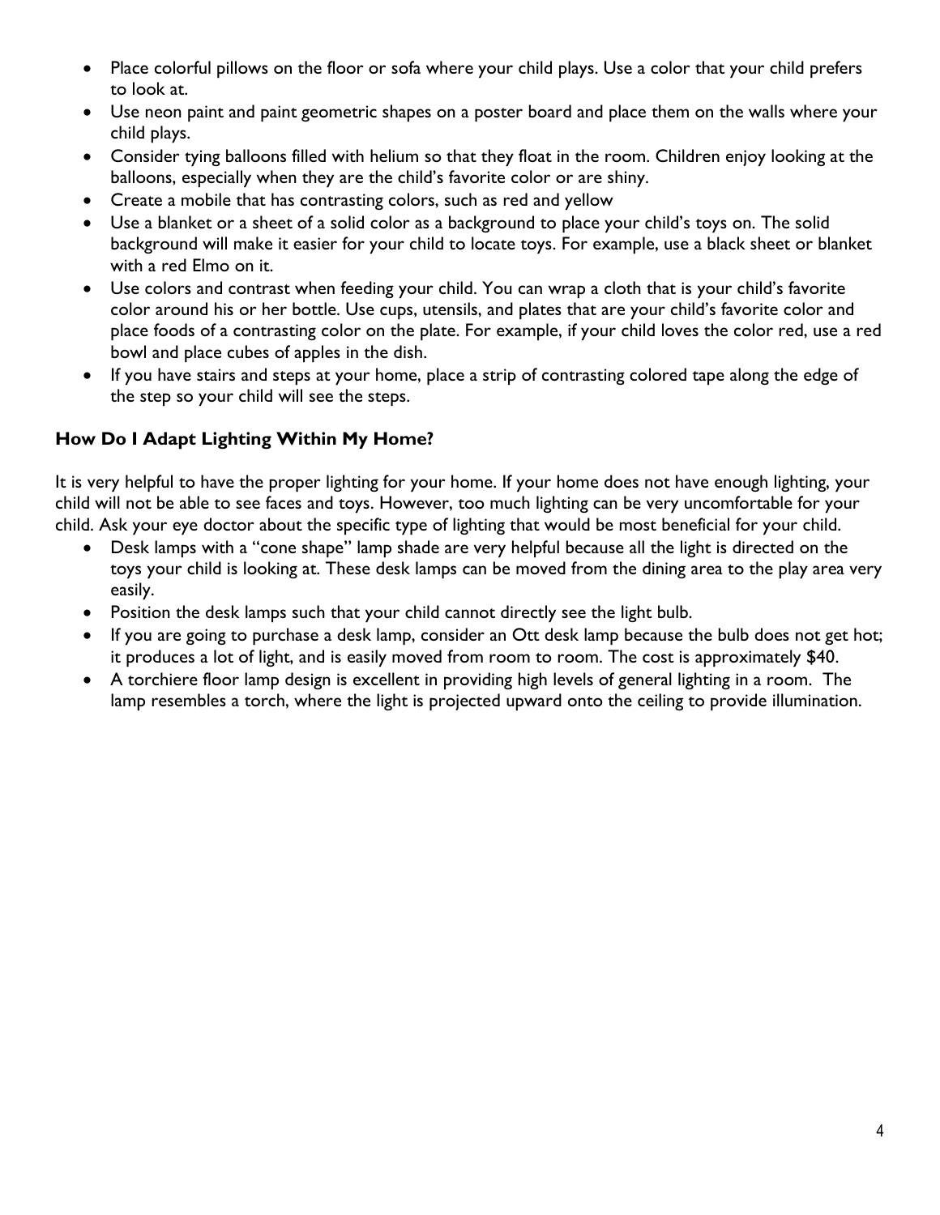- Place colorful pillows on the floor or sofa where your child plays. Use a color that your child prefers to look at.
- Use neon paint and paint geometric shapes on a poster board and place them on the walls where your child plays.
- Consider tying balloons filled with helium so that they float in the room. Children enjoy looking at the balloons, especially when they are the child's favorite color or are shiny.
- Create a mobile that has contrasting colors, such as red and yellow
- Use a blanket or a sheet of a solid color as a background to place your child's toys on. The solid background will make it easier for your child to locate toys. For example, use a black sheet or blanket with a red Elmo on it.
- Use colors and contrast when feeding your child. You can wrap a cloth that is your child's favorite color around his or her bottle. Use cups, utensils, and plates that are your child's favorite color and place foods of a contrasting color on the plate. For example, if your child loves the color red, use a red bowl and place cubes of apples in the dish.
- If you have stairs and steps at your home, place a strip of contrasting colored tape along the edge of the step so your child will see the steps.

### How Do I Adapt Lighting Within My Home?

It is very helpful to have the proper lighting for your home. If your home does not have enough lighting, your child will not be able to see faces and toys. However, too much lighting can be very uncomfortable for your child. Ask your eye doctor about the specific type of lighting that would be most beneficial for your child.

- Desk lamps with a "cone shape" lamp shade are very helpful because all the light is directed on the toys your child is looking at. These desk lamps can be moved from the dining area to the play area very easily.
- Position the desk lamps such that your child cannot directly see the light bulb.
- If you are going to purchase a desk lamp, consider an Ott desk lamp because the bulb does not get hot; it produces a lot of light, and is easily moved from room to room. The cost is approximately $40.
- A torchiere floor lamp design is excellent in providing high levels of general lighting in a room. The lamp resembles a torch, where the light is projected upward onto the ceiling to provide illumination.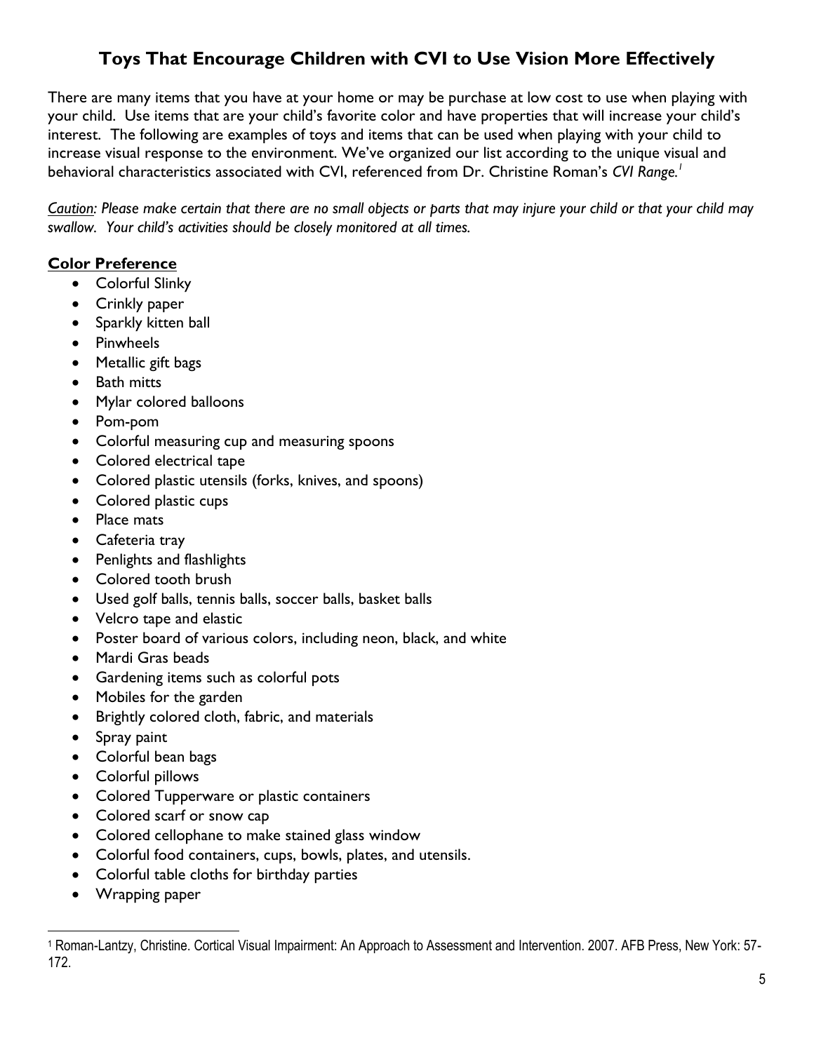# Toys That Encourage Children with CVI to Use Vision More Effectively

There are many items that you have at your home or may be purchase at low cost to use when playing with your child. Use items that are your child's favorite color and have properties that will increase your child's interest. The following are examples of toys and items that can be used when playing with your child to increase visual response to the environment. We've organized our list according to the unique visual and behavioral characteristics associated with CVI, referenced from Dr. Christine Roman's *CVI Range.*[1]

*<u>Caution</u>: Please make certain that there are no small objects or parts that may injure your child or that your child may swallow. Your child's activities should be closely monitored at all times.*

## <u>Color Preference</u>

- Colorful Slinky
- Crinkly paper
- Sparkly kitten ball
- Pinwheels
- Metallic gift bags
- Bath mitts
- Mylar colored balloons
- Pom-pom
- Colorful measuring cup and measuring spoons
- Colored electrical tape
- Colored plastic utensils (forks, knives, and spoons)
- Colored plastic cups
- Place mats
- Cafeteria tray
- Penlights and flashlights
- Colored tooth brush
- Used golf balls, tennis balls, soccer balls, basket balls
- Velcro tape and elastic
- Poster board of various colors, including neon, black, and white
- Mardi Gras beads
- Gardening items such as colorful pots
- Mobiles for the garden
- Brightly colored cloth, fabric, and materials
- Spray paint
- Colorful bean bags
- Colorful pillows
- Colored Tupperware or plastic containers
- Colored scarf or snow cap
- Colored cellophane to make stained glass window
- Colorful food containers, cups, bowls, plates, and utensils.
- Colorful table cloths for birthday parties
- Wrapping paper

---

[1] Roman-Lantzy, Christine. Cortical Visual Impairment: An Approach to Assessment and Intervention. 2007. AFB Press, New York: 57-172.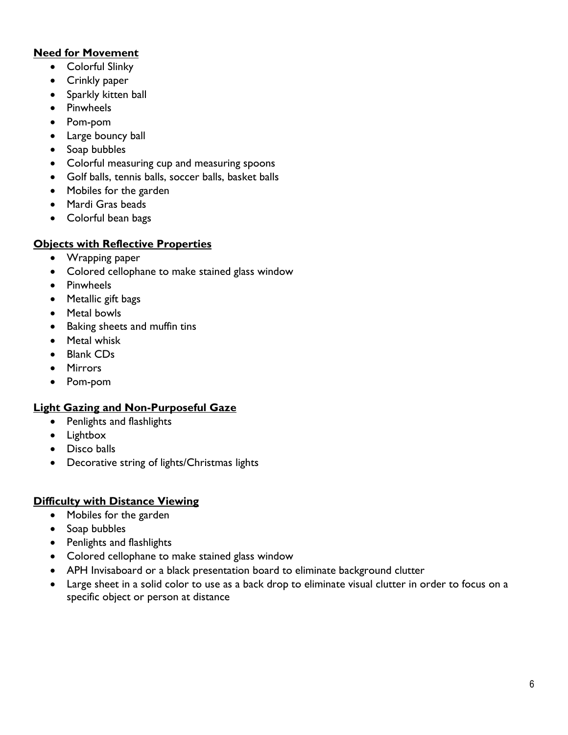**Need for Movement**

- Colorful Slinky
- Crinkly paper
- Sparkly kitten ball
- Pinwheels
- Pom-pom
- Large bouncy ball
- Soap bubbles
- Colorful measuring cup and measuring spoons
- Golf balls, tennis balls, soccer balls, basket balls
- Mobiles for the garden
- Mardi Gras beads
- Colorful bean bags

**Objects with Reflective Properties**

- Wrapping paper
- Colored cellophane to make stained glass window
- Pinwheels
- Metallic gift bags
- Metal bowls
- Baking sheets and muffin tins
- Metal whisk
- Blank CDs
- Mirrors
- Pom-pom

**Light Gazing and Non-Purposeful Gaze**

- Penlights and flashlights
- Lightbox
- Disco balls
- Decorative string of lights/Christmas lights

**Difficulty with Distance Viewing**

- Mobiles for the garden
- Soap bubbles
- Penlights and flashlights
- Colored cellophane to make stained glass window
- APH Invisaboard or a black presentation board to eliminate background clutter
- Large sheet in a solid color to use as a back drop to eliminate visual clutter in order to focus on a specific object or person at distance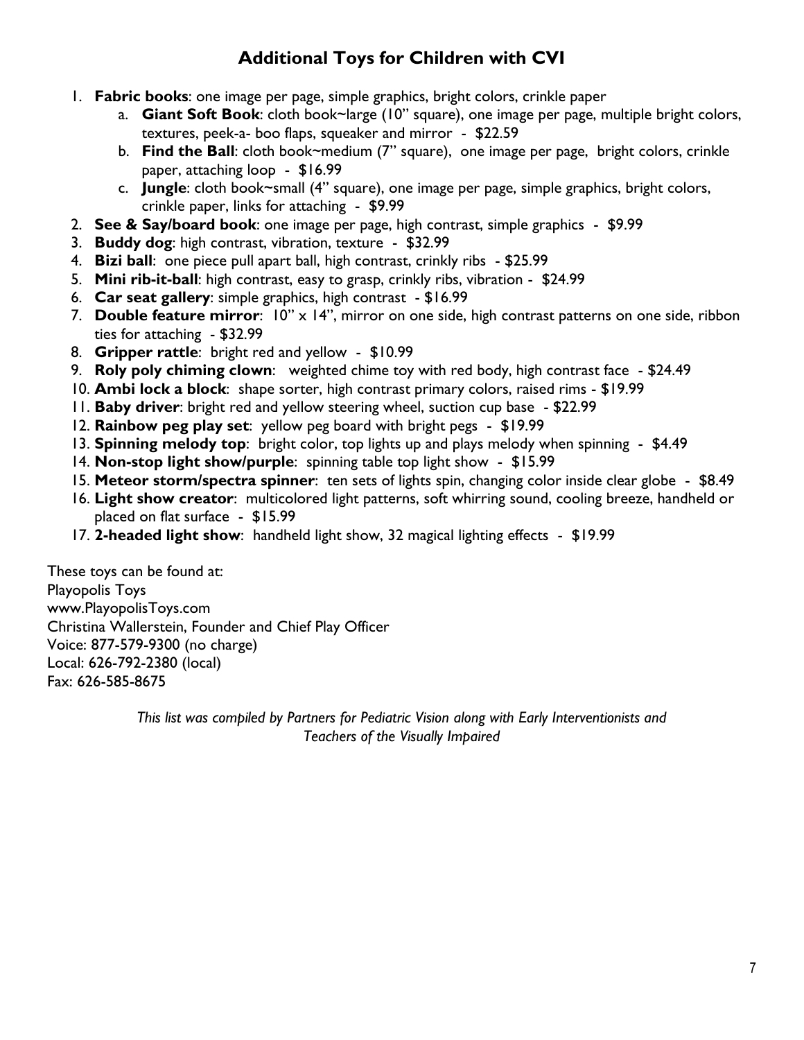## Additional Toys for Children with CVI

1. **Fabric books**: one image per page, simple graphics, bright colors, crinkle paper
    a. **Giant Soft Book**: cloth book~large (10" square), one image per page, multiple bright colors, textures, peek-a- boo flaps, squeaker and mirror - $22.59
    b. **Find the Ball**: cloth book~medium (7" square), one image per page, bright colors, crinkle paper, attaching loop - $16.99
    c. **Jungle**: cloth book~small (4" square), one image per page, simple graphics, bright colors, crinkle paper, links for attaching - $9.99
2. **See & Say/board book**: one image per page, high contrast, simple graphics - $9.99
3. **Buddy dog**: high contrast, vibration, texture - $32.99
4. **Bizi ball**: one piece pull apart ball, high contrast, crinkly ribs - $25.99
5. **Mini rib-it-ball**: high contrast, easy to grasp, crinkly ribs, vibration - $24.99
6. **Car seat gallery**: simple graphics, high contrast - $16.99
7. **Double feature mirror**: 10" x 14", mirror on one side, high contrast patterns on one side, ribbon ties for attaching - $32.99
8. **Gripper rattle**: bright red and yellow - $10.99
9. **Roly poly chiming clown**: weighted chime toy with red body, high contrast face - $24.49
10. **Ambi lock a block**: shape sorter, high contrast primary colors, raised rims - $19.99
11. **Baby driver**: bright red and yellow steering wheel, suction cup base - $22.99
12. **Rainbow peg play set**: yellow peg board with bright pegs - $19.99
13. **Spinning melody top**: bright color, top lights up and plays melody when spinning - $4.49
14. **Non-stop light show/purple**: spinning table top light show - $15.99
15. **Meteor storm/spectra spinner**: ten sets of lights spin, changing color inside clear globe - $8.49
16. **Light show creator**: multicolored light patterns, soft whirring sound, cooling breeze, handheld or placed on flat surface - $15.99
17. **2-headed light show**: handheld light show, 32 magical lighting effects - $19.99

These toys can be found at:
Playopolis Toys
www.PlayopolisToys.com
Christina Wallerstein, Founder and Chief Play Officer
Voice: 877-579-9300 (no charge)
Local: 626-792-2380 (local)
Fax: 626-585-8675

*This list was compiled by Partners for Pediatric Vision along with Early Interventionists and Teachers of the Visually Impaired*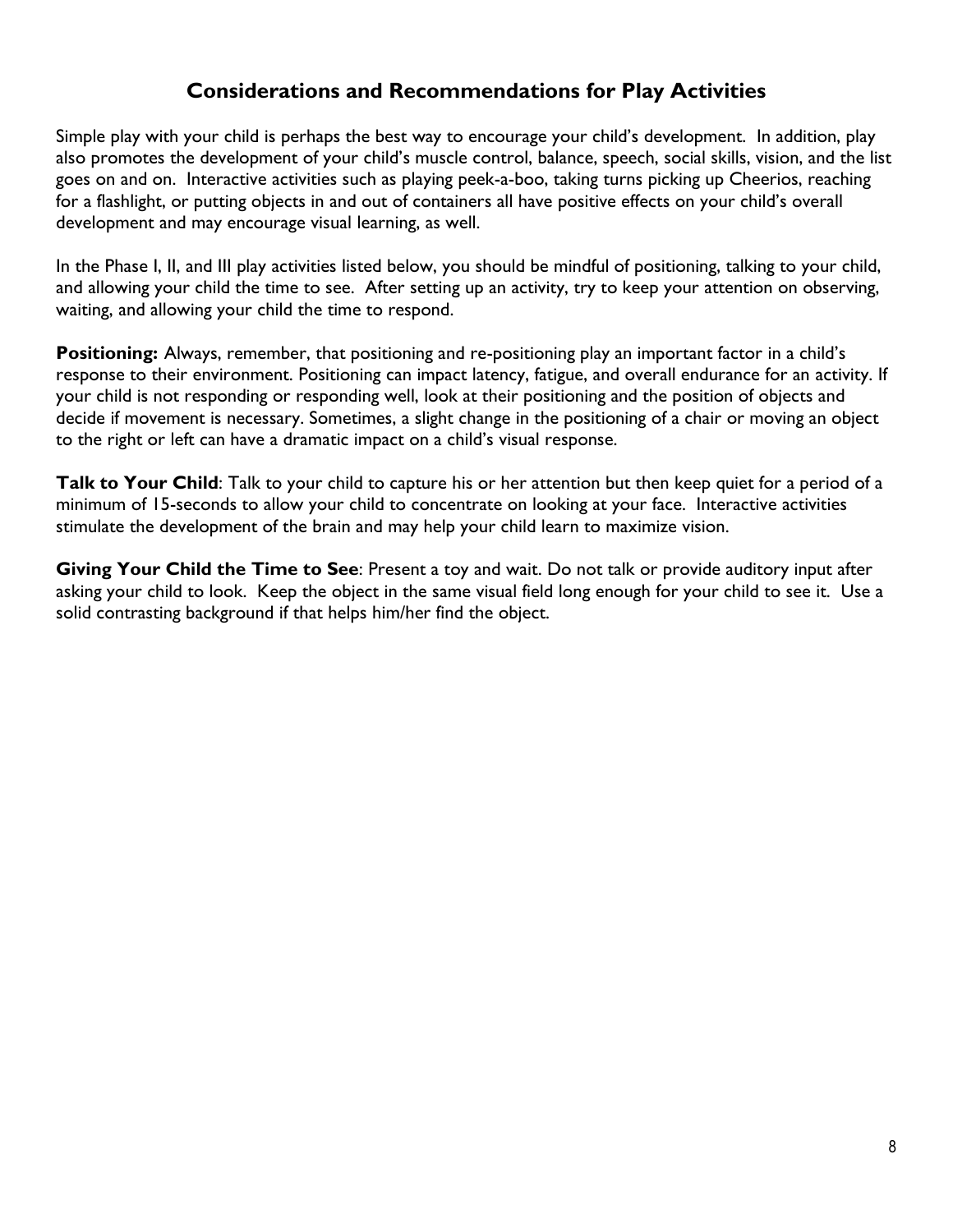## Considerations and Recommendations for Play Activities

Simple play with your child is perhaps the best way to encourage your child's development. In addition, play also promotes the development of your child's muscle control, balance, speech, social skills, vision, and the list goes on and on. Interactive activities such as playing peek-a-boo, taking turns picking up Cheerios, reaching for a flashlight, or putting objects in and out of containers all have positive effects on your child's overall development and may encourage visual learning, as well.

In the Phase I, II, and III play activities listed below, you should be mindful of positioning, talking to your child, and allowing your child the time to see. After setting up an activity, try to keep your attention on observing, waiting, and allowing your child the time to respond.

**Positioning:** Always, remember, that positioning and re-positioning play an important factor in a child's response to their environment. Positioning can impact latency, fatigue, and overall endurance for an activity. If your child is not responding or responding well, look at their positioning and the position of objects and decide if movement is necessary. Sometimes, a slight change in the positioning of a chair or moving an object to the right or left can have a dramatic impact on a child's visual response.

**Talk to Your Child**: Talk to your child to capture his or her attention but then keep quiet for a period of a minimum of 15-seconds to allow your child to concentrate on looking at your face. Interactive activities stimulate the development of the brain and may help your child learn to maximize vision.

**Giving Your Child the Time to See**: Present a toy and wait. Do not talk or provide auditory input after asking your child to look. Keep the object in the same visual field long enough for your child to see it. Use a solid contrasting background if that helps him/her find the object.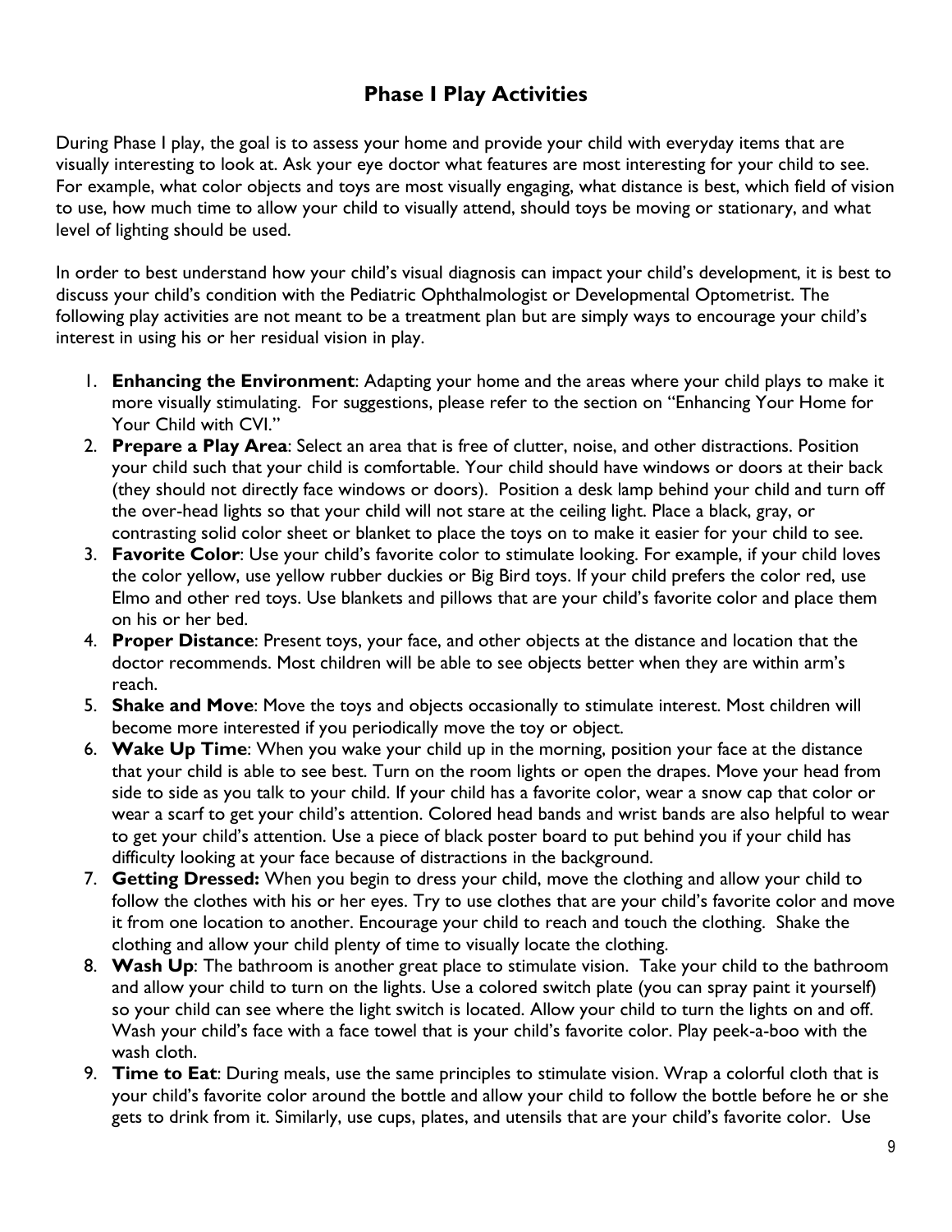## Phase I Play Activities

During Phase I play, the goal is to assess your home and provide your child with everyday items that are visually interesting to look at. Ask your eye doctor what features are most interesting for your child to see. For example, what color objects and toys are most visually engaging, what distance is best, which field of vision to use, how much time to allow your child to visually attend, should toys be moving or stationary, and what level of lighting should be used.

In order to best understand how your child's visual diagnosis can impact your child's development, it is best to discuss your child's condition with the Pediatric Ophthalmologist or Developmental Optometrist. The following play activities are not meant to be a treatment plan but are simply ways to encourage your child's interest in using his or her residual vision in play.

1. **Enhancing the Environment**: Adapting your home and the areas where your child plays to make it more visually stimulating. For suggestions, please refer to the section on "Enhancing Your Home for Your Child with CVI."
2. **Prepare a Play Area**: Select an area that is free of clutter, noise, and other distractions. Position your child such that your child is comfortable. Your child should have windows or doors at their back (they should not directly face windows or doors). Position a desk lamp behind your child and turn off the over-head lights so that your child will not stare at the ceiling light. Place a black, gray, or contrasting solid color sheet or blanket to place the toys on to make it easier for your child to see.
3. **Favorite Color**: Use your child's favorite color to stimulate looking. For example, if your child loves the color yellow, use yellow rubber duckies or Big Bird toys. If your child prefers the color red, use Elmo and other red toys. Use blankets and pillows that are your child's favorite color and place them on his or her bed.
4. **Proper Distance**: Present toys, your face, and other objects at the distance and location that the doctor recommends. Most children will be able to see objects better when they are within arm's reach.
5. **Shake and Move**: Move the toys and objects occasionally to stimulate interest. Most children will become more interested if you periodically move the toy or object.
6. **Wake Up Time**: When you wake your child up in the morning, position your face at the distance that your child is able to see best. Turn on the room lights or open the drapes. Move your head from side to side as you talk to your child. If your child has a favorite color, wear a snow cap that color or wear a scarf to get your child's attention. Colored head bands and wrist bands are also helpful to wear to get your child's attention. Use a piece of black poster board to put behind you if your child has difficulty looking at your face because of distractions in the background.
7. **Getting Dressed:** When you begin to dress your child, move the clothing and allow your child to follow the clothes with his or her eyes. Try to use clothes that are your child's favorite color and move it from one location to another. Encourage your child to reach and touch the clothing. Shake the clothing and allow your child plenty of time to visually locate the clothing.
8. **Wash Up**: The bathroom is another great place to stimulate vision. Take your child to the bathroom and allow your child to turn on the lights. Use a colored switch plate (you can spray paint it yourself) so your child can see where the light switch is located. Allow your child to turn the lights on and off. Wash your child's face with a face towel that is your child's favorite color. Play peek-a-boo with the wash cloth.
9. **Time to Eat**: During meals, use the same principles to stimulate vision. Wrap a colorful cloth that is your child's favorite color around the bottle and allow your child to follow the bottle before he or she gets to drink from it. Similarly, use cups, plates, and utensils that are your child's favorite color. Use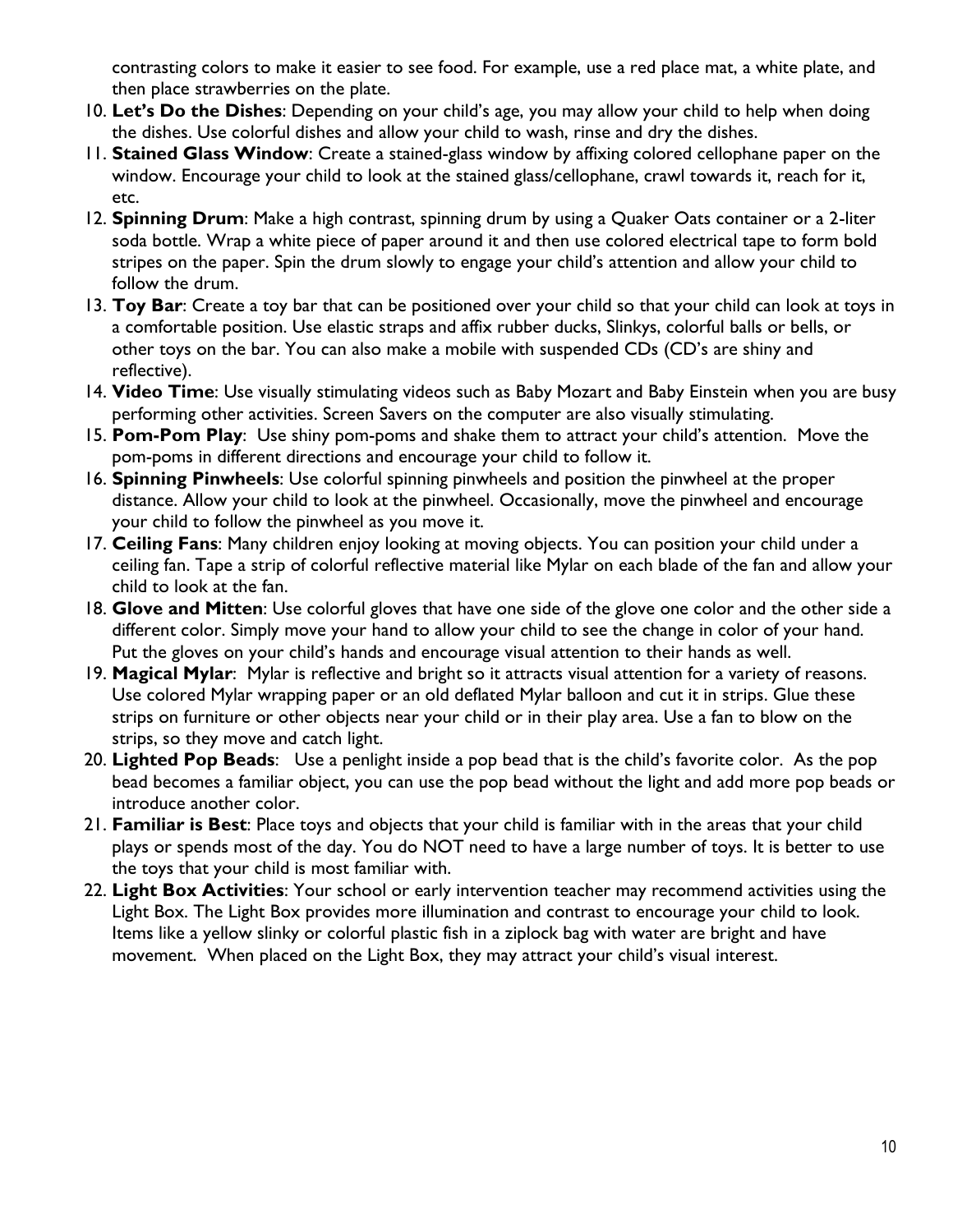contrasting colors to make it easier to see food. For example, use a red place mat, a white plate, and then place strawberries on the plate.

10. **Let's Do the Dishes**: Depending on your child's age, you may allow your child to help when doing the dishes. Use colorful dishes and allow your child to wash, rinse and dry the dishes.
11. **Stained Glass Window**: Create a stained-glass window by affixing colored cellophane paper on the window. Encourage your child to look at the stained glass/cellophane, crawl towards it, reach for it, etc.
12. **Spinning Drum**: Make a high contrast, spinning drum by using a Quaker Oats container or a 2-liter soda bottle. Wrap a white piece of paper around it and then use colored electrical tape to form bold stripes on the paper. Spin the drum slowly to engage your child's attention and allow your child to follow the drum.
13. **Toy Bar**: Create a toy bar that can be positioned over your child so that your child can look at toys in a comfortable position. Use elastic straps and affix rubber ducks, Slinkys, colorful balls or bells, or other toys on the bar. You can also make a mobile with suspended CDs (CD's are shiny and reflective).
14. **Video Time**: Use visually stimulating videos such as Baby Mozart and Baby Einstein when you are busy performing other activities. Screen Savers on the computer are also visually stimulating.
15. **Pom-Pom Play**: Use shiny pom-poms and shake them to attract your child's attention. Move the pom-poms in different directions and encourage your child to follow it.
16. **Spinning Pinwheels**: Use colorful spinning pinwheels and position the pinwheel at the proper distance. Allow your child to look at the pinwheel. Occasionally, move the pinwheel and encourage your child to follow the pinwheel as you move it.
17. **Ceiling Fans**: Many children enjoy looking at moving objects. You can position your child under a ceiling fan. Tape a strip of colorful reflective material like Mylar on each blade of the fan and allow your child to look at the fan.
18. **Glove and Mitten**: Use colorful gloves that have one side of the glove one color and the other side a different color. Simply move your hand to allow your child to see the change in color of your hand. Put the gloves on your child's hands and encourage visual attention to their hands as well.
19. **Magical Mylar**: Mylar is reflective and bright so it attracts visual attention for a variety of reasons. Use colored Mylar wrapping paper or an old deflated Mylar balloon and cut it in strips. Glue these strips on furniture or other objects near your child or in their play area. Use a fan to blow on the strips, so they move and catch light.
20. **Lighted Pop Beads**: Use a penlight inside a pop bead that is the child's favorite color. As the pop bead becomes a familiar object, you can use the pop bead without the light and add more pop beads or introduce another color.
21. **Familiar is Best**: Place toys and objects that your child is familiar with in the areas that your child plays or spends most of the day. You do NOT need to have a large number of toys. It is better to use the toys that your child is most familiar with.
22. **Light Box Activities**: Your school or early intervention teacher may recommend activities using the Light Box. The Light Box provides more illumination and contrast to encourage your child to look. Items like a yellow slinky or colorful plastic fish in a ziplock bag with water are bright and have movement. When placed on the Light Box, they may attract your child's visual interest.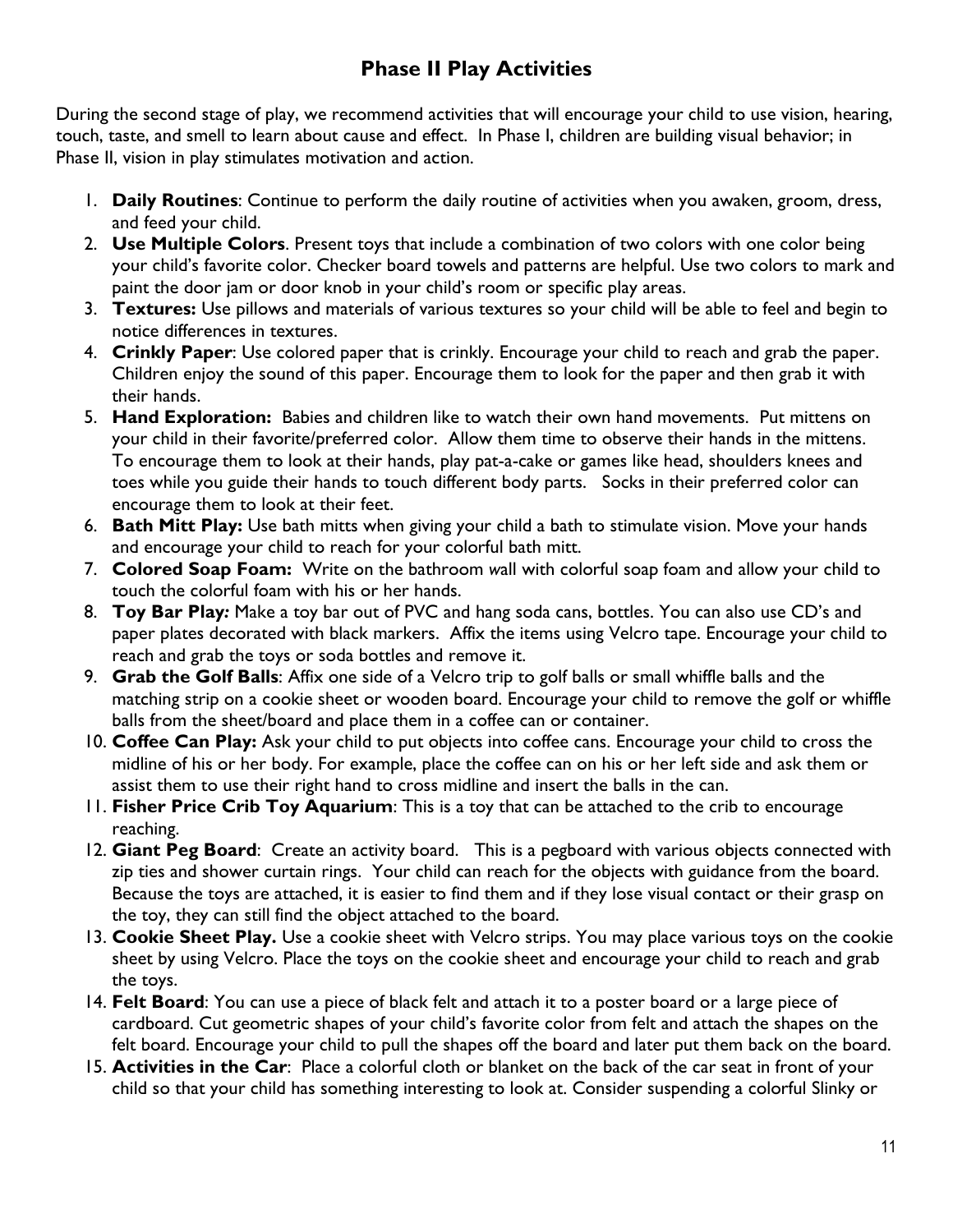## Phase II Play Activities

During the second stage of play, we recommend activities that will encourage your child to use vision, hearing, touch, taste, and smell to learn about cause and effect. In Phase I, children are building visual behavior; in Phase II, vision in play stimulates motivation and action.

1. **Daily Routines**: Continue to perform the daily routine of activities when you awaken, groom, dress, and feed your child.
2. **Use Multiple Colors**. Present toys that include a combination of two colors with one color being your child's favorite color. Checker board towels and patterns are helpful. Use two colors to mark and paint the door jam or door knob in your child's room or specific play areas.
3. **Textures:** Use pillows and materials of various textures so your child will be able to feel and begin to notice differences in textures.
4. **Crinkly Paper**: Use colored paper that is crinkly. Encourage your child to reach and grab the paper. Children enjoy the sound of this paper. Encourage them to look for the paper and then grab it with their hands.
5. **Hand Exploration:** Babies and children like to watch their own hand movements. Put mittens on your child in their favorite/preferred color. Allow them time to observe their hands in the mittens. To encourage them to look at their hands, play pat-a-cake or games like head, shoulders knees and toes while you guide their hands to touch different body parts. Socks in their preferred color can encourage them to look at their feet.
6. **Bath Mitt Play:** Use bath mitts when giving your child a bath to stimulate vision. Move your hands and encourage your child to reach for your colorful bath mitt.
7. **Colored Soap Foam:** Write on the bathroom wall with colorful soap foam and allow your child to touch the colorful foam with his or her hands.
8. **Toy Bar Play*:*** Make a toy bar out of PVC and hang soda cans, bottles. You can also use CD's and paper plates decorated with black markers. Affix the items using Velcro tape. Encourage your child to reach and grab the toys or soda bottles and remove it.
9. **Grab the Golf Balls**: Affix one side of a Velcro trip to golf balls or small whiffle balls and the matching strip on a cookie sheet or wooden board. Encourage your child to remove the golf or whiffle balls from the sheet/board and place them in a coffee can or container.
10. **Coffee Can Play:** Ask your child to put objects into coffee cans. Encourage your child to cross the midline of his or her body. For example, place the coffee can on his or her left side and ask them or assist them to use their right hand to cross midline and insert the balls in the can.
11. **Fisher Price Crib Toy Aquarium**: This is a toy that can be attached to the crib to encourage reaching.
12. **Giant Peg Board**: Create an activity board. This is a pegboard with various objects connected with zip ties and shower curtain rings. Your child can reach for the objects with guidance from the board. Because the toys are attached, it is easier to find them and if they lose visual contact or their grasp on the toy, they can still find the object attached to the board.
13. **Cookie Sheet Play.** Use a cookie sheet with Velcro strips. You may place various toys on the cookie sheet by using Velcro. Place the toys on the cookie sheet and encourage your child to reach and grab the toys.
14. **Felt Board**: You can use a piece of black felt and attach it to a poster board or a large piece of cardboard. Cut geometric shapes of your child's favorite color from felt and attach the shapes on the felt board. Encourage your child to pull the shapes off the board and later put them back on the board.
15. **Activities in the Car**: Place a colorful cloth or blanket on the back of the car seat in front of your child so that your child has something interesting to look at. Consider suspending a colorful Slinky or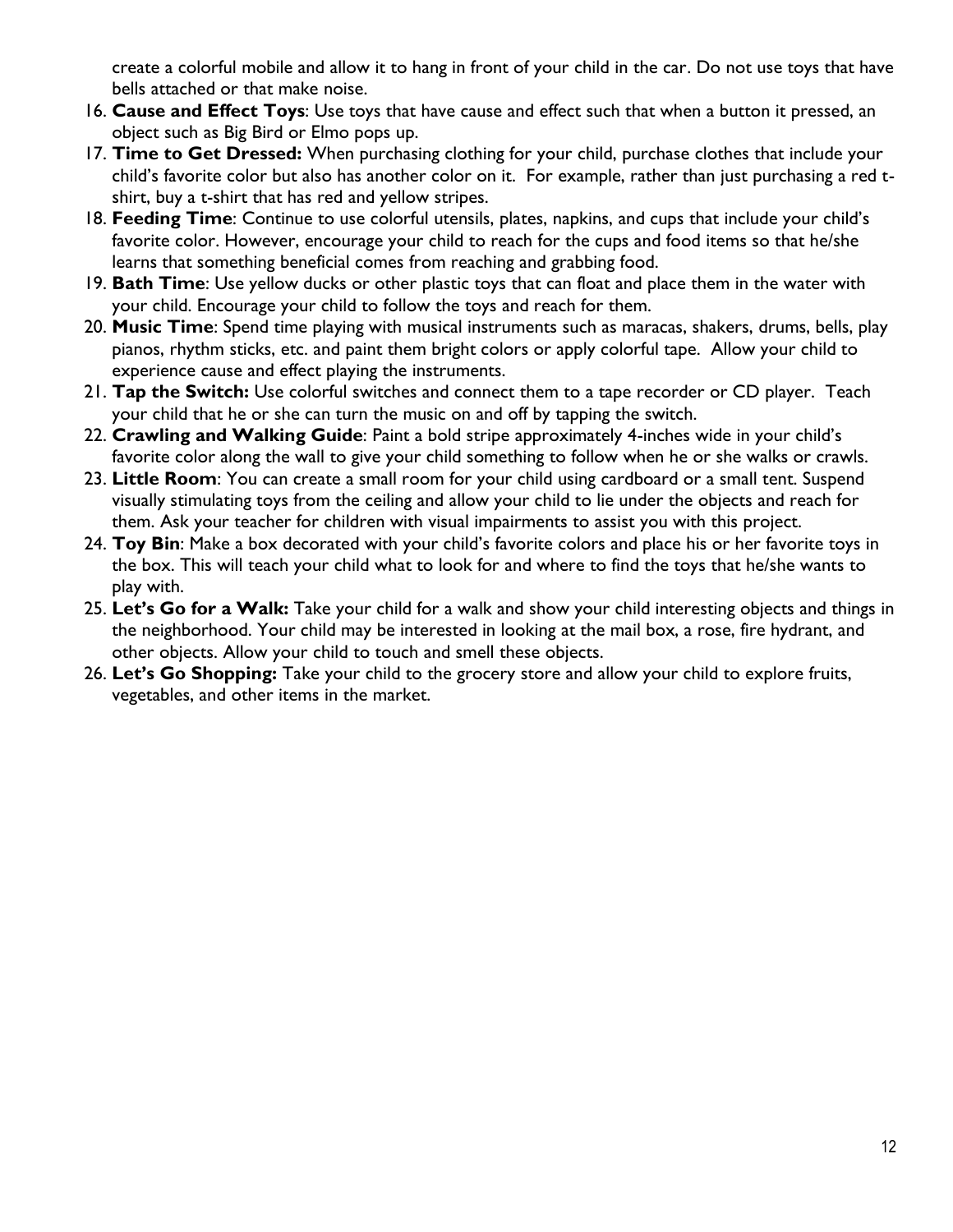create a colorful mobile and allow it to hang in front of your child in the car. Do not use toys that have bells attached or that make noise.

16. **Cause and Effect Toys**: Use toys that have cause and effect such that when a button it pressed, an object such as Big Bird or Elmo pops up.
17. **Time to Get Dressed:** When purchasing clothing for your child, purchase clothes that include your child's favorite color but also has another color on it. For example, rather than just purchasing a red t-shirt, buy a t-shirt that has red and yellow stripes.
18. **Feeding Time**: Continue to use colorful utensils, plates, napkins, and cups that include your child's favorite color. However, encourage your child to reach for the cups and food items so that he/she learns that something beneficial comes from reaching and grabbing food.
19. **Bath Time**: Use yellow ducks or other plastic toys that can float and place them in the water with your child. Encourage your child to follow the toys and reach for them.
20. **Music Time**: Spend time playing with musical instruments such as maracas, shakers, drums, bells, play pianos, rhythm sticks, etc. and paint them bright colors or apply colorful tape. Allow your child to experience cause and effect playing the instruments.
21. **Tap the Switch:** Use colorful switches and connect them to a tape recorder or CD player. Teach your child that he or she can turn the music on and off by tapping the switch.
22. **Crawling and Walking Guide**: Paint a bold stripe approximately 4-inches wide in your child's favorite color along the wall to give your child something to follow when he or she walks or crawls.
23. **Little Room**: You can create a small room for your child using cardboard or a small tent. Suspend visually stimulating toys from the ceiling and allow your child to lie under the objects and reach for them. Ask your teacher for children with visual impairments to assist you with this project.
24. **Toy Bin**: Make a box decorated with your child's favorite colors and place his or her favorite toys in the box. This will teach your child what to look for and where to find the toys that he/she wants to play with.
25. **Let's Go for a Walk:** Take your child for a walk and show your child interesting objects and things in the neighborhood. Your child may be interested in looking at the mail box, a rose, fire hydrant, and other objects. Allow your child to touch and smell these objects.
26. **Let's Go Shopping:** Take your child to the grocery store and allow your child to explore fruits, vegetables, and other items in the market.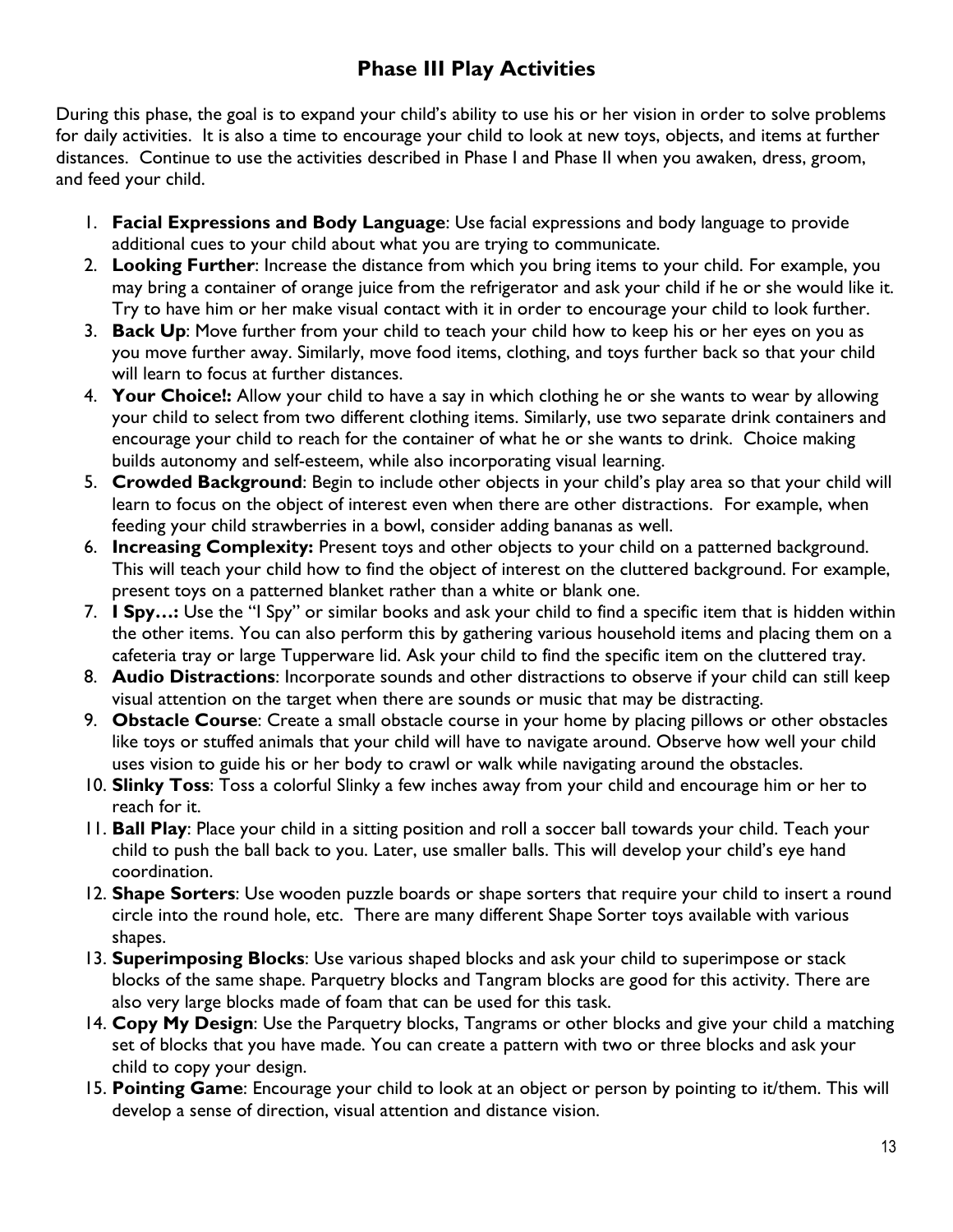## Phase III Play Activities

During this phase, the goal is to expand your child's ability to use his or her vision in order to solve problems for daily activities. It is also a time to encourage your child to look at new toys, objects, and items at further distances. Continue to use the activities described in Phase I and Phase II when you awaken, dress, groom, and feed your child.

1. **Facial Expressions and Body Language**: Use facial expressions and body language to provide additional cues to your child about what you are trying to communicate.
2. **Looking Further**: Increase the distance from which you bring items to your child. For example, you may bring a container of orange juice from the refrigerator and ask your child if he or she would like it. Try to have him or her make visual contact with it in order to encourage your child to look further.
3. **Back Up**: Move further from your child to teach your child how to keep his or her eyes on you as you move further away. Similarly, move food items, clothing, and toys further back so that your child will learn to focus at further distances.
4. **Your Choice!:** Allow your child to have a say in which clothing he or she wants to wear by allowing your child to select from two different clothing items. Similarly, use two separate drink containers and encourage your child to reach for the container of what he or she wants to drink. Choice making builds autonomy and self-esteem, while also incorporating visual learning.
5. **Crowded Background**: Begin to include other objects in your child's play area so that your child will learn to focus on the object of interest even when there are other distractions. For example, when feeding your child strawberries in a bowl, consider adding bananas as well.
6. **Increasing Complexity:** Present toys and other objects to your child on a patterned background. This will teach your child how to find the object of interest on the cluttered background. For example, present toys on a patterned blanket rather than a white or blank one.
7. **I Spy…:** Use the "I Spy" or similar books and ask your child to find a specific item that is hidden within the other items. You can also perform this by gathering various household items and placing them on a cafeteria tray or large Tupperware lid. Ask your child to find the specific item on the cluttered tray.
8. **Audio Distractions**: Incorporate sounds and other distractions to observe if your child can still keep visual attention on the target when there are sounds or music that may be distracting.
9. **Obstacle Course**: Create a small obstacle course in your home by placing pillows or other obstacles like toys or stuffed animals that your child will have to navigate around. Observe how well your child uses vision to guide his or her body to crawl or walk while navigating around the obstacles.
10. **Slinky Toss**: Toss a colorful Slinky a few inches away from your child and encourage him or her to reach for it.
11. **Ball Play**: Place your child in a sitting position and roll a soccer ball towards your child. Teach your child to push the ball back to you. Later, use smaller balls. This will develop your child's eye hand coordination.
12. **Shape Sorters**: Use wooden puzzle boards or shape sorters that require your child to insert a round circle into the round hole, etc. There are many different Shape Sorter toys available with various shapes.
13. **Superimposing Blocks**: Use various shaped blocks and ask your child to superimpose or stack blocks of the same shape. Parquetry blocks and Tangram blocks are good for this activity. There are also very large blocks made of foam that can be used for this task.
14. **Copy My Design**: Use the Parquetry blocks, Tangrams or other blocks and give your child a matching set of blocks that you have made. You can create a pattern with two or three blocks and ask your child to copy your design.
15. **Pointing Game**: Encourage your child to look at an object or person by pointing to it/them. This will develop a sense of direction, visual attention and distance vision.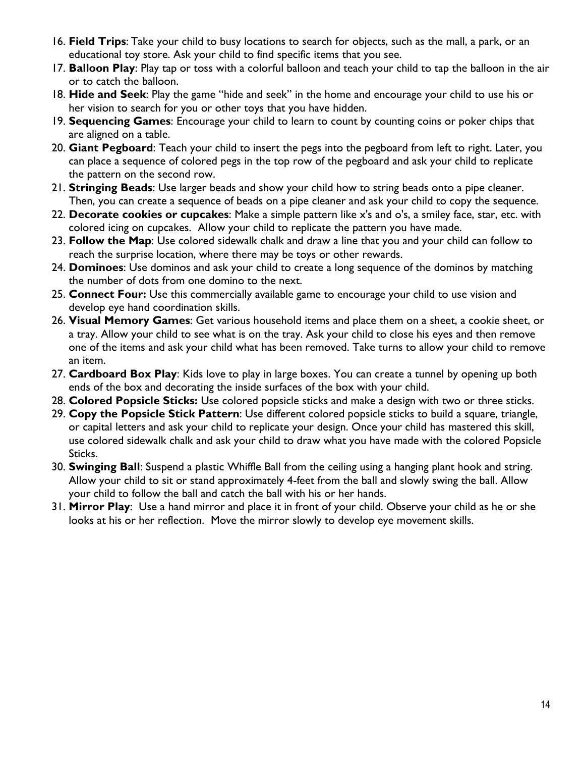16. **Field Trips**: Take your child to busy locations to search for objects, such as the mall, a park, or an educational toy store. Ask your child to find specific items that you see.
17. **Balloon Play**: Play tap or toss with a colorful balloon and teach your child to tap the balloon in the air or to catch the balloon.
18. **Hide and Seek**: Play the game "hide and seek" in the home and encourage your child to use his or her vision to search for you or other toys that you have hidden.
19. **Sequencing Games**: Encourage your child to learn to count by counting coins or poker chips that are aligned on a table.
20. **Giant Pegboard**: Teach your child to insert the pegs into the pegboard from left to right. Later, you can place a sequence of colored pegs in the top row of the pegboard and ask your child to replicate the pattern on the second row.
21. **Stringing Beads**: Use larger beads and show your child how to string beads onto a pipe cleaner. Then, you can create a sequence of beads on a pipe cleaner and ask your child to copy the sequence.
22. **Decorate cookies or cupcakes**: Make a simple pattern like x's and o's, a smiley face, star, etc. with colored icing on cupcakes. Allow your child to replicate the pattern you have made.
23. **Follow the Map**: Use colored sidewalk chalk and draw a line that you and your child can follow to reach the surprise location, where there may be toys or other rewards.
24. **Dominoes**: Use dominos and ask your child to create a long sequence of the dominos by matching the number of dots from one domino to the next.
25. **Connect Four:** Use this commercially available game to encourage your child to use vision and develop eye hand coordination skills.
26. **Visual Memory Games**: Get various household items and place them on a sheet, a cookie sheet, or a tray. Allow your child to see what is on the tray. Ask your child to close his eyes and then remove one of the items and ask your child what has been removed. Take turns to allow your child to remove an item.
27. **Cardboard Box Play**: Kids love to play in large boxes. You can create a tunnel by opening up both ends of the box and decorating the inside surfaces of the box with your child.
28. **Colored Popsicle Sticks:** Use colored popsicle sticks and make a design with two or three sticks.
29. **Copy the Popsicle Stick Pattern**: Use different colored popsicle sticks to build a square, triangle, or capital letters and ask your child to replicate your design. Once your child has mastered this skill, use colored sidewalk chalk and ask your child to draw what you have made with the colored Popsicle Sticks.
30. **Swinging Ball**: Suspend a plastic Whiffle Ball from the ceiling using a hanging plant hook and string. Allow your child to sit or stand approximately 4-feet from the ball and slowly swing the ball. Allow your child to follow the ball and catch the ball with his or her hands.
31. **Mirror Play**: Use a hand mirror and place it in front of your child. Observe your child as he or she looks at his or her reflection. Move the mirror slowly to develop eye movement skills.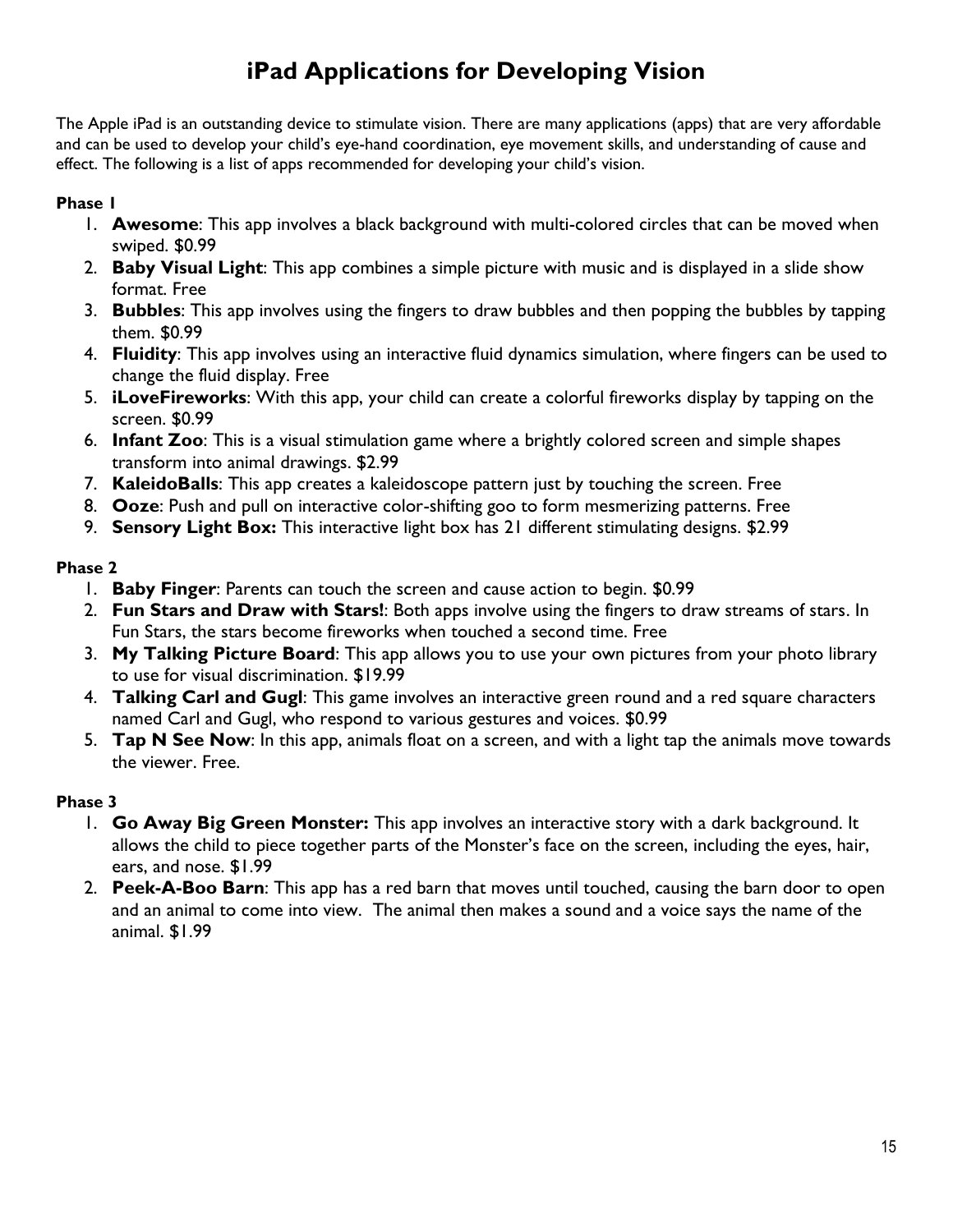# iPad Applications for Developing Vision

The Apple iPad is an outstanding device to stimulate vision. There are many applications (apps) that are very affordable and can be used to develop your child's eye-hand coordination, eye movement skills, and understanding of cause and effect. The following is a list of apps recommended for developing your child's vision.

**Phase 1**

1. **Awesome**: This app involves a black background with multi-colored circles that can be moved when swiped. $0.99
2. **Baby Visual Light**: This app combines a simple picture with music and is displayed in a slide show format. Free
3. **Bubbles**: This app involves using the fingers to draw bubbles and then popping the bubbles by tapping them. $0.99
4. **Fluidity**: This app involves using an interactive fluid dynamics simulation, where fingers can be used to change the fluid display. Free
5. **iLoveFireworks**: With this app, your child can create a colorful fireworks display by tapping on the screen. $0.99
6. **Infant Zoo**: This is a visual stimulation game where a brightly colored screen and simple shapes transform into animal drawings. $2.99
7. **KaleidoBalls**: This app creates a kaleidoscope pattern just by touching the screen. Free
8. **Ooze**: Push and pull on interactive color-shifting goo to form mesmerizing patterns. Free
9. **Sensory Light Box:** This interactive light box has 21 different stimulating designs. $2.99

**Phase 2**

1. **Baby Finger**: Parents can touch the screen and cause action to begin. $0.99
2. **Fun Stars and Draw with Stars!**: Both apps involve using the fingers to draw streams of stars. In Fun Stars, the stars become fireworks when touched a second time. Free
3. **My Talking Picture Board**: This app allows you to use your own pictures from your photo library to use for visual discrimination. $19.99
4. **Talking Carl and Gugl**: This game involves an interactive green round and a red square characters named Carl and Gugl, who respond to various gestures and voices. $0.99
5. **Tap N See Now**: In this app, animals float on a screen, and with a light tap the animals move towards the viewer. Free.

**Phase 3**

1. **Go Away Big Green Monster:** This app involves an interactive story with a dark background. It allows the child to piece together parts of the Monster's face on the screen, including the eyes, hair, ears, and nose. $1.99
2. **Peek-A-Boo Barn**: This app has a red barn that moves until touched, causing the barn door to open and an animal to come into view. The animal then makes a sound and a voice says the name of the animal. $1.99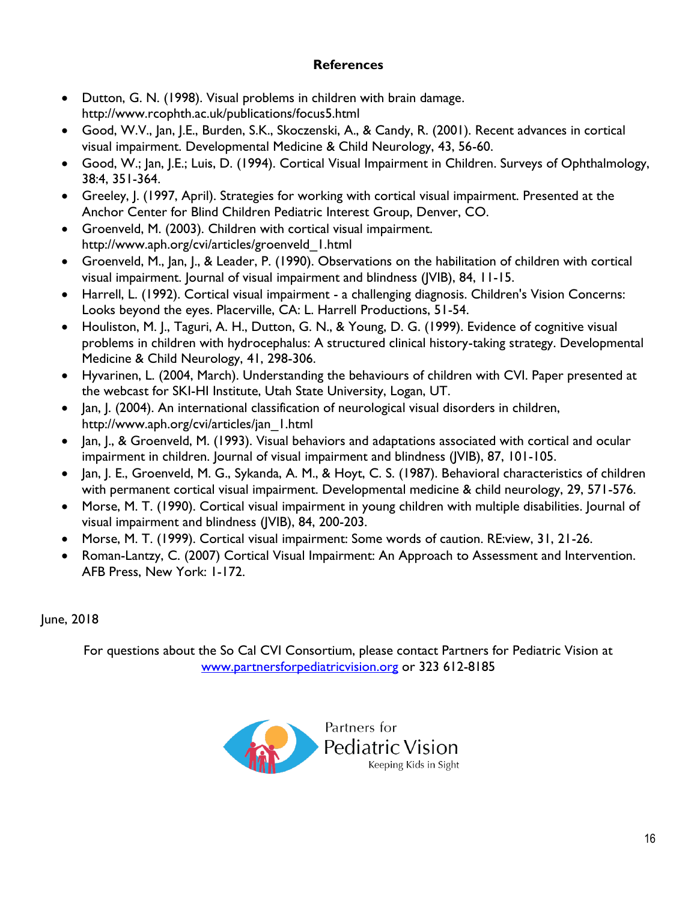## References

- Dutton, G. N. (1998). Visual problems in children with brain damage. http://www.rcophth.ac.uk/publications/focus5.html
- Good, W.V., Jan, J.E., Burden, S.K., Skoczenski, A., & Candy, R. (2001). Recent advances in cortical visual impairment. Developmental Medicine & Child Neurology, 43, 56-60.
- Good, W.; Jan, J.E.; Luis, D. (1994). Cortical Visual Impairment in Children. Surveys of Ophthalmology, 38:4, 351-364.
- Greeley, J. (1997, April). Strategies for working with cortical visual impairment. Presented at the Anchor Center for Blind Children Pediatric Interest Group, Denver, CO.
- Groenveld, M. (2003). Children with cortical visual impairment. http://www.aph.org/cvi/articles/groenveld_1.html
- Groenveld, M., Jan, J., & Leader, P. (1990). Observations on the habilitation of children with cortical visual impairment. Journal of visual impairment and blindness (JVIB), 84, 11-15.
- Harrell, L. (1992). Cortical visual impairment - a challenging diagnosis. Children's Vision Concerns: Looks beyond the eyes. Placerville, CA: L. Harrell Productions, 51-54.
- Houliston, M. J., Taguri, A. H., Dutton, G. N., & Young, D. G. (1999). Evidence of cognitive visual problems in children with hydrocephalus: A structured clinical history-taking strategy. Developmental Medicine & Child Neurology, 41, 298-306.
- Hyvarinen, L. (2004, March). Understanding the behaviours of children with CVI. Paper presented at the webcast for SKI-HI Institute, Utah State University, Logan, UT.
- Jan, J. (2004). An international classification of neurological visual disorders in children, http://www.aph.org/cvi/articles/jan_1.html
- Jan, J., & Groenveld, M. (1993). Visual behaviors and adaptations associated with cortical and ocular impairment in children. Journal of visual impairment and blindness (JVIB), 87, 101-105.
- Jan, J. E., Groenveld, M. G., Sykanda, A. M., & Hoyt, C. S. (1987). Behavioral characteristics of children with permanent cortical visual impairment. Developmental medicine & child neurology, 29, 571-576.
- Morse, M. T. (1990). Cortical visual impairment in young children with multiple disabilities. Journal of visual impairment and blindness (JVIB), 84, 200-203.
- Morse, M. T. (1999). Cortical visual impairment: Some words of caution. RE:view, 31, 21-26.
- Roman-Lantzy, C. (2007) Cortical Visual Impairment: An Approach to Assessment and Intervention. AFB Press, New York: 1-172.

June, 2018

For questions about the So Cal CVI Consortium, please contact Partners for Pediatric Vision at [www.partnersforpediatricvision.org](http://www.partnersforpediatricvision.org) or 323 612-8185

Partners for Pediatric Vision
Keeping Kids in Sight